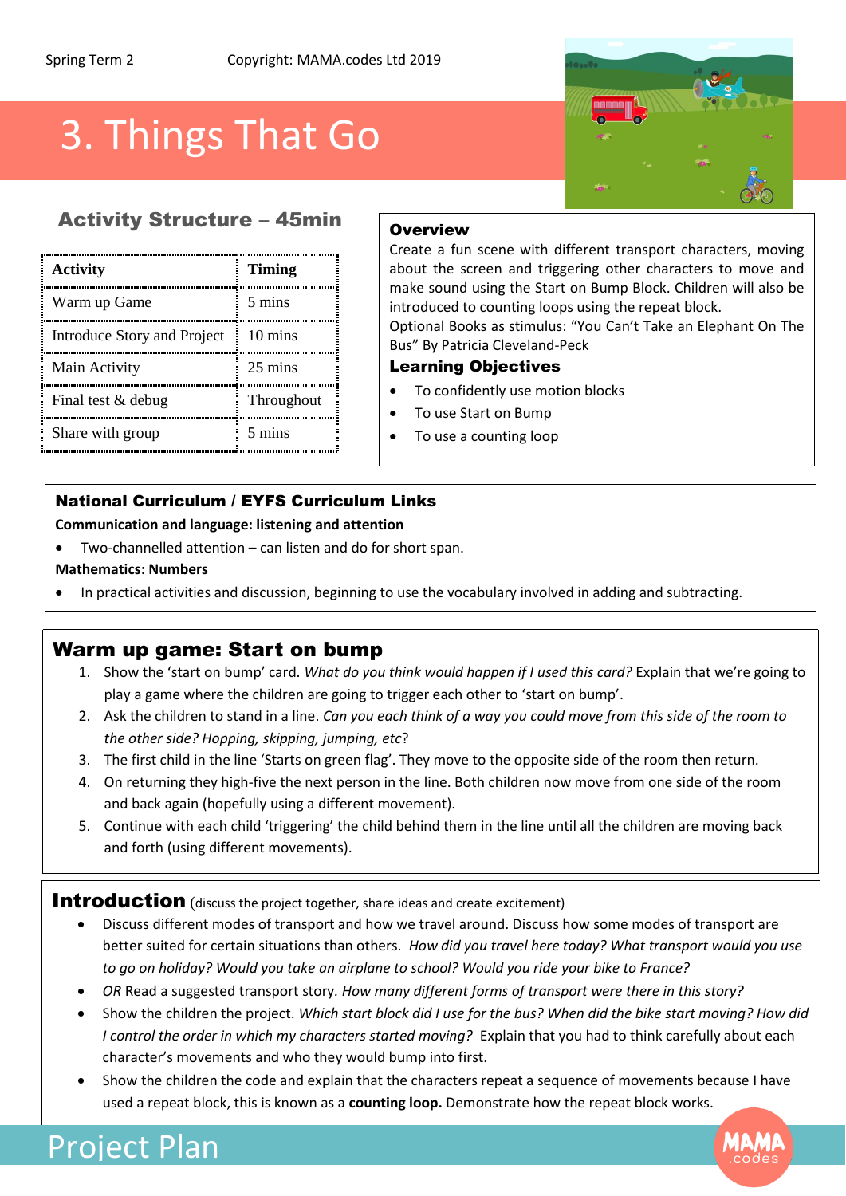Spring Term 2 Copyright: MAMA.codes Ltd 2019

# 3. Things That Go

## Activity Structure – 45min

| Activity | Timing |
|---|---|
| Warm up Game | 5 mins |
| Introduce Story and Project | 10 mins |
| Main Activity | 25 mins |
| Final test & debug | Throughout |
| Share with group | 5 mins |

### Overview

Create a fun scene with different transport characters, moving about the screen and triggering other characters to move and make sound using the Start on Bump Block. Children will also be introduced to counting loops using the repeat block.

Optional Books as stimulus: "You Can't Take an Elephant On The Bus" By Patricia Cleveland-Peck

### Learning Objectives

- To confidently use motion blocks
- To use Start on Bump
- To use a counting loop

### National Curriculum / EYFS Curriculum Links

**Communication and language: listening and attention**

- Two-channelled attention – can listen and do for short span.

**Mathematics: Numbers**

- In practical activities and discussion, beginning to use the vocabulary involved in adding and subtracting.

## Warm up game: Start on bump

1. Show the 'start on bump' card. *What do you think would happen if I used this card?* Explain that we're going to play a game where the children are going to trigger each other to 'start on bump'.
2. Ask the children to stand in a line. *Can you each think of a way you could move from this side of the room to the other side? Hopping, skipping, jumping, etc*?
3. The first child in the line 'Starts on green flag'. They move to the opposite side of the room then return.
4. On returning they high-five the next person in the line. Both children now move from one side of the room and back again (hopefully using a different movement).
5. Continue with each child 'triggering' the child behind them in the line until all the children are moving back and forth (using different movements).

## Introduction (discuss the project together, share ideas and create excitement)

- Discuss different modes of transport and how we travel around. Discuss how some modes of transport are better suited for certain situations than others. *How did you travel here today? What transport would you use to go on holiday? Would you take an airplane to school? Would you ride your bike to France?*
- *OR* Read a suggested transport story. *How many different forms of transport were there in this story?*
- Show the children the project. *Which start block did I use for the bus? When did the bike start moving? How did I control the order in which my characters started moving?* Explain that you had to think carefully about each character's movements and who they would bump into first.
- Show the children the code and explain that the characters repeat a sequence of movements because I have used a repeat block, this is known as a **counting loop.** Demonstrate how the repeat block works.

Project Plan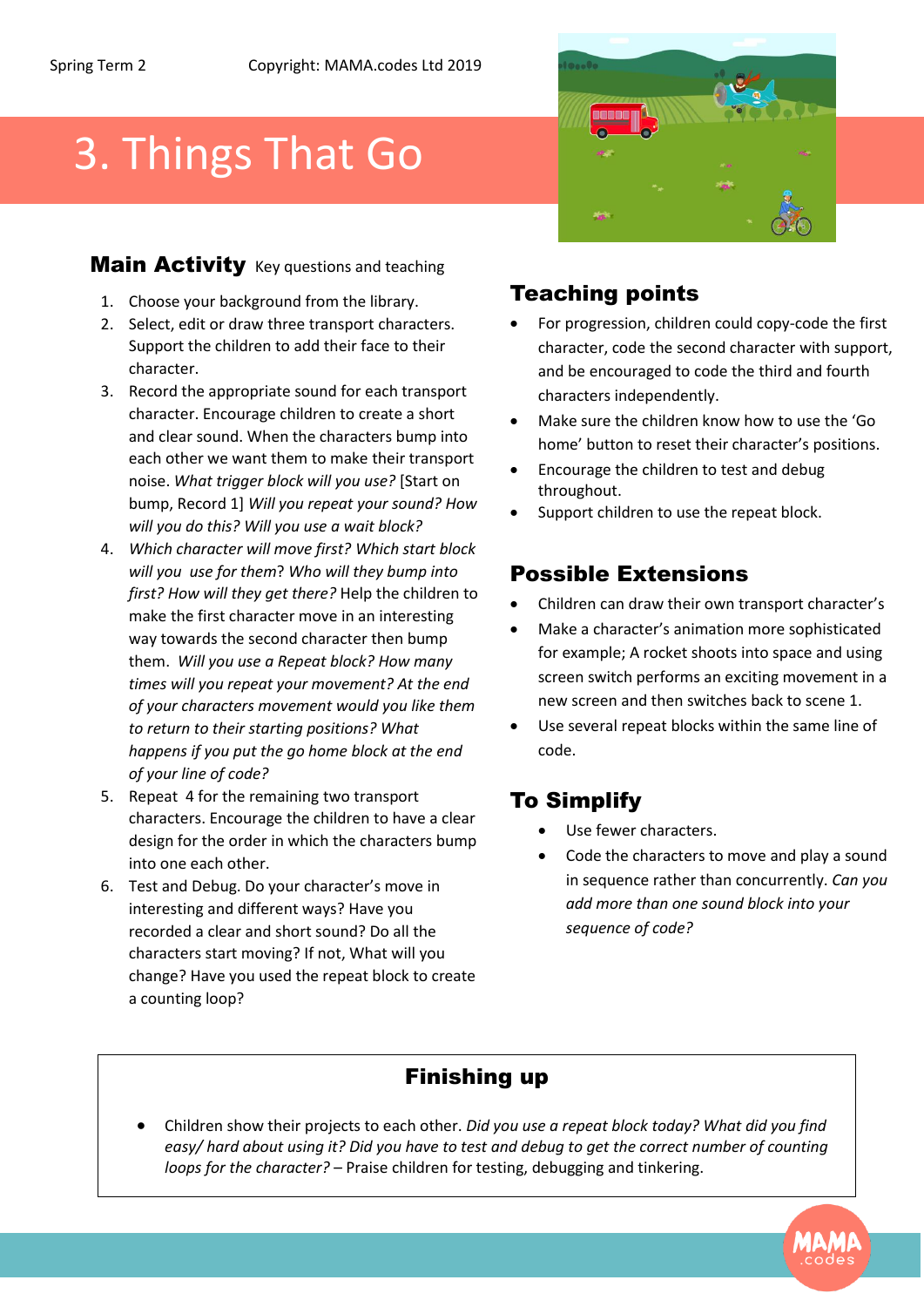# 3. Things That Go

## Main Activity Key questions and teaching

1. Choose your background from the library.
2. Select, edit or draw three transport characters. Support the children to add their face to their character.
3. Record the appropriate sound for each transport character. Encourage children to create a short and clear sound. When the characters bump into each other we want them to make their transport noise. *What trigger block will you use?* [Start on bump, Record 1] *Will you repeat your sound? How will you do this? Will you use a wait block?*
4. *Which character will move first? Which start block will you use for them? Who will they bump into first? How will they get there?* Help the children to make the first character move in an interesting way towards the second character then bump them. *Will you use a Repeat block? How many times will you repeat your movement? At the end of your characters movement would you like them to return to their starting positions? What happens if you put the go home block at the end of your line of code?*
5. Repeat 4 for the remaining two transport characters. Encourage the children to have a clear design for the order in which the characters bump into one each other.
6. Test and Debug. Do your character's move in interesting and different ways? Have you recorded a clear and short sound? Do all the characters start moving? If not, What will you change? Have you used the repeat block to create a counting loop?

## Teaching points

- For progression, children could copy-code the first character, code the second character with support, and be encouraged to code the third and fourth characters independently.
- Make sure the children know how to use the 'Go home' button to reset their character's positions.
- Encourage the children to test and debug throughout.
- Support children to use the repeat block.

## Possible Extensions

- Children can draw their own transport character's
- Make a character's animation more sophisticated for example; A rocket shoots into space and using screen switch performs an exciting movement in a new screen and then switches back to scene 1.
- Use several repeat blocks within the same line of code.

## To Simplify

- Use fewer characters.
- Code the characters to move and play a sound in sequence rather than concurrently. *Can you add more than one sound block into your sequence of code?*

## Finishing up

- Children show their projects to each other. *Did you use a repeat block today? What did you find easy/ hard about using it? Did you have to test and debug to get the correct number of counting loops for the character?* – Praise children for testing, debugging and tinkering.